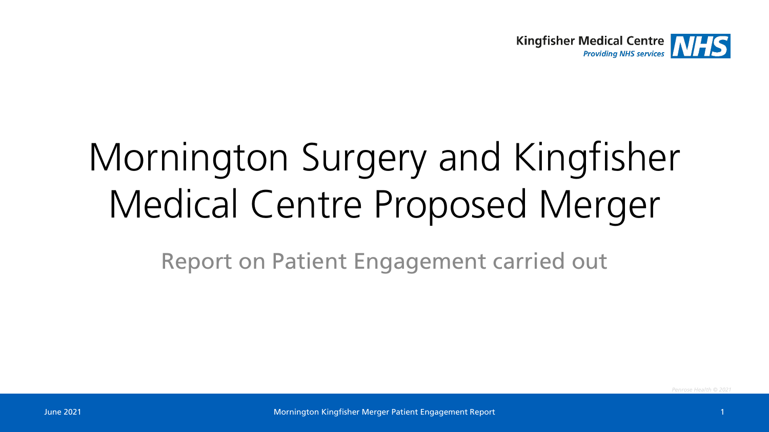Kingfisher Medical Centre
*Providing NHS services*

# Mornington Surgery and Kingfisher Medical Centre Proposed Merger

## Report on Patient Engagement carried out

*Penrose Health © 2021*

June 2021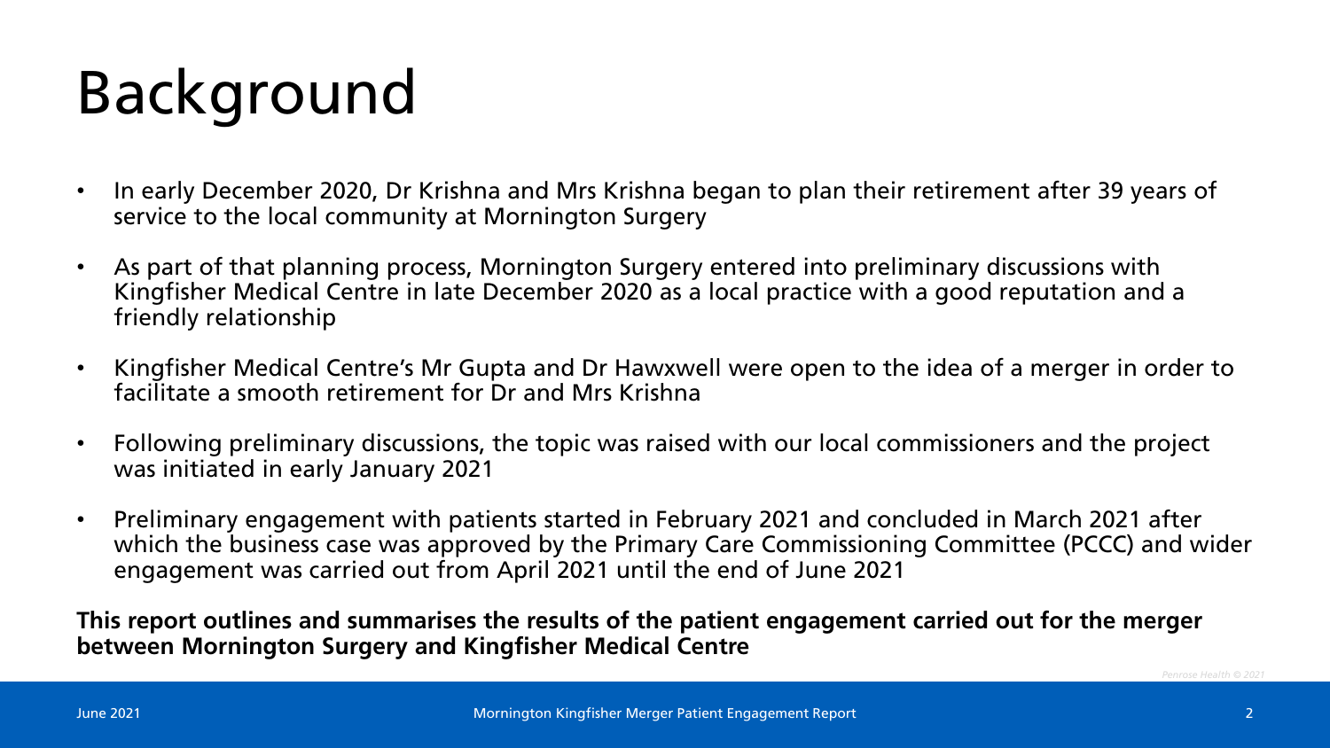# Background

- In early December 2020, Dr Krishna and Mrs Krishna began to plan their retirement after 39 years of service to the local community at Mornington Surgery
- As part of that planning process, Mornington Surgery entered into preliminary discussions with Kingfisher Medical Centre in late December 2020 as a local practice with a good reputation and a friendly relationship
- Kingfisher Medical Centre's Mr Gupta and Dr Hawxwell were open to the idea of a merger in order to facilitate a smooth retirement for Dr and Mrs Krishna
- Following preliminary discussions, the topic was raised with our local commissioners and the project was initiated in early January 2021
- Preliminary engagement with patients started in February 2021 and concluded in March 2021 after which the business case was approved by the Primary Care Commissioning Committee (PCCC) and wider engagement was carried out from April 2021 until the end of June 2021

**This report outlines and summarises the results of the patient engagement carried out for the merger between Mornington Surgery and Kingfisher Medical Centre**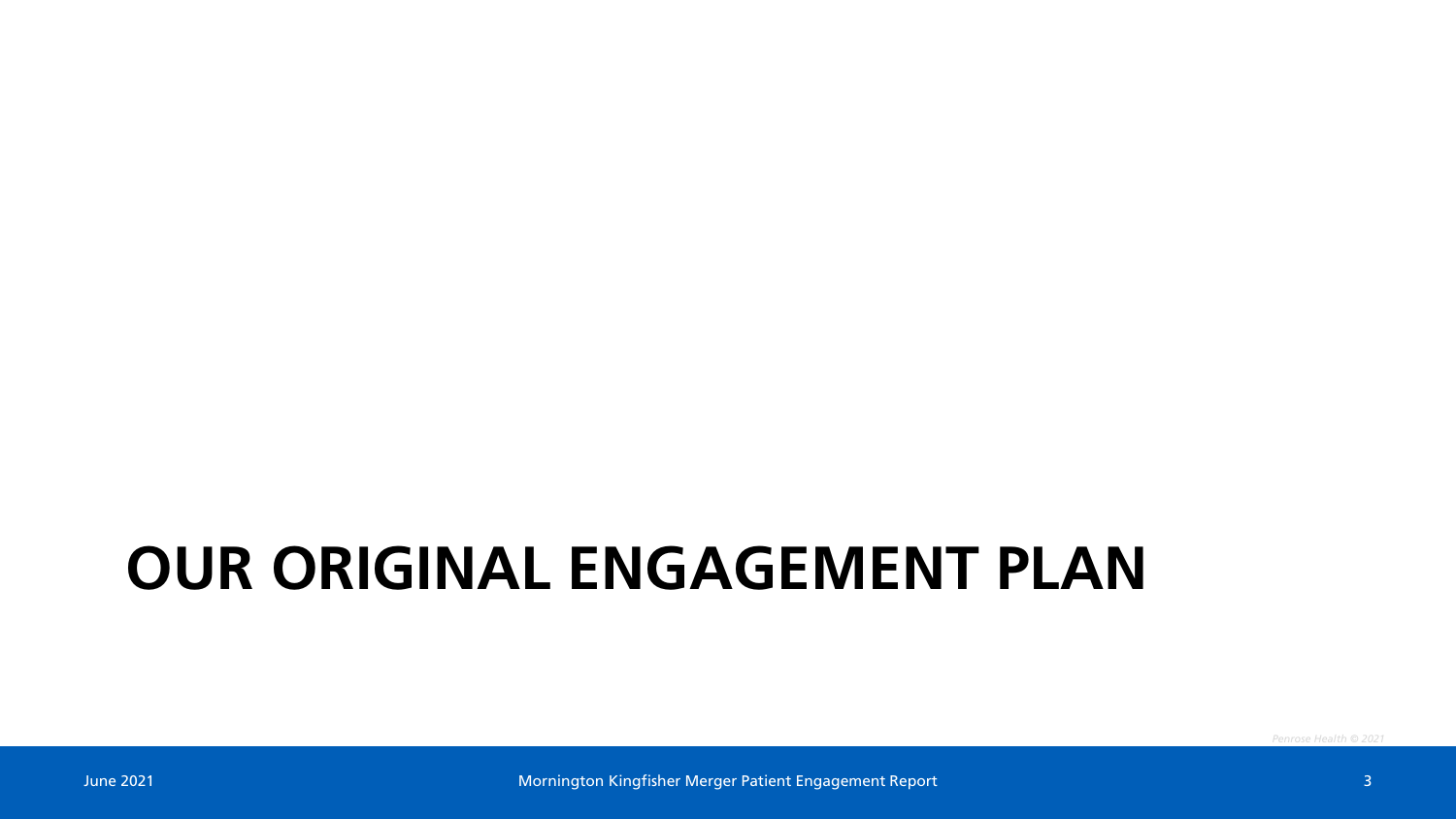# OUR ORIGINAL ENGAGEMENT PLAN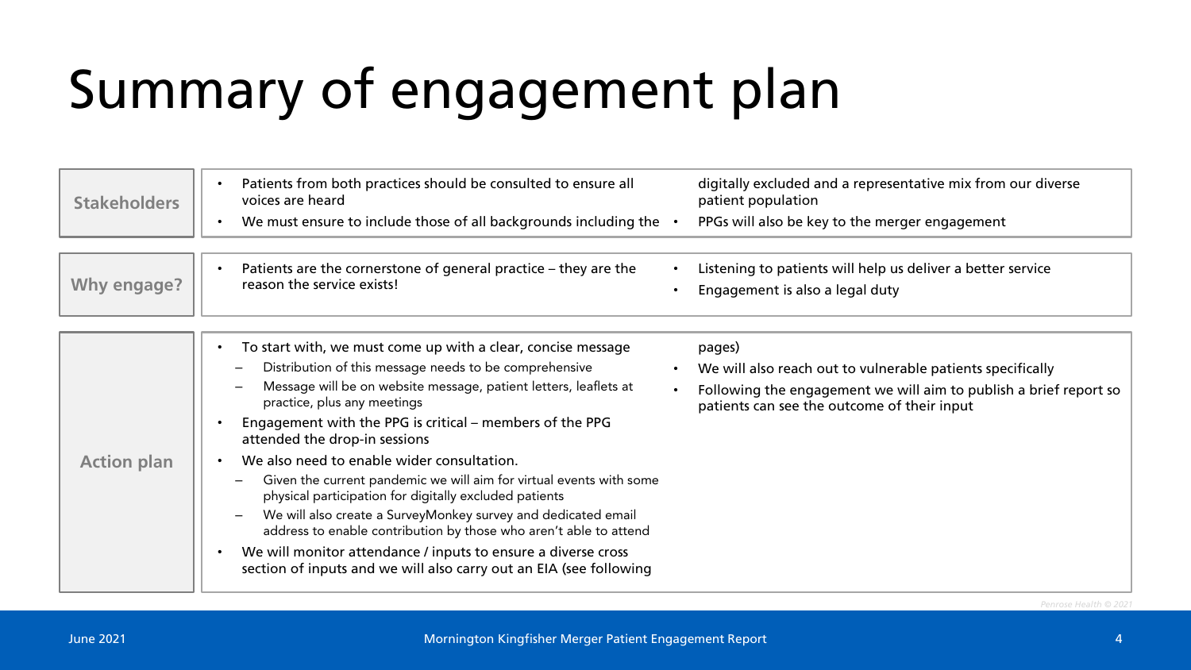# Summary of engagement plan

## Stakeholders

- Patients from both practices should be consulted to ensure all voices are heard
- We must ensure to include those of all backgrounds including the digitally excluded and a representative mix from our diverse patient population
- PPGs will also be key to the merger engagement

## Why engage?

- Patients are the cornerstone of general practice – they are the reason the service exists!
- Listening to patients will help us deliver a better service
- Engagement is also a legal duty

## Action plan

- To start with, we must come up with a clear, concise message
  - Distribution of this message needs to be comprehensive
  - Message will be on website message, patient letters, leaflets at practice, plus any meetings
- Engagement with the PPG is critical – members of the PPG attended the drop-in sessions
- We also need to enable wider consultation.
  - Given the current pandemic we will aim for virtual events with some physical participation for digitally excluded patients
  - We will also create a SurveyMonkey survey and dedicated email address to enable contribution by those who aren't able to attend
- We will monitor attendance / inputs to ensure a diverse cross section of inputs and we will also carry out an EIA (see following pages)
- We will also reach out to vulnerable patients specifically
- Following the engagement we will aim to publish a brief report so patients can see the outcome of their input

*Penrose Health © 2021*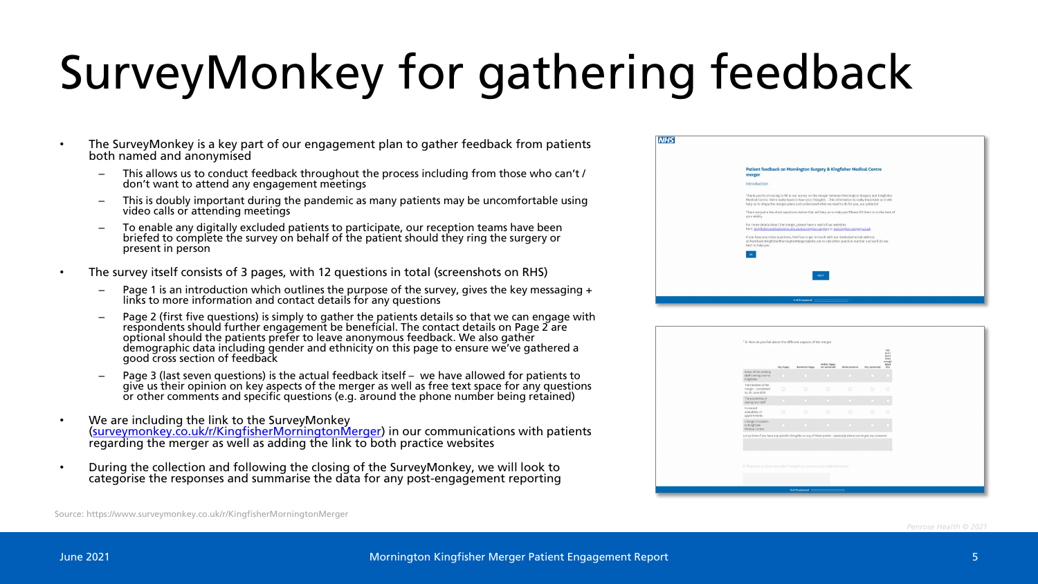# SurveyMonkey for gathering feedback

- The SurveyMonkey is a key part of our engagement plan to gather feedback from patients both named and anonymised
  - This allows us to conduct feedback throughout the process including from those who can't / don't want to attend any engagement meetings
  - This is doubly important during the pandemic as many patients may be uncomfortable using video calls or attending meetings
  - To enable any digitally excluded patients to participate, our reception teams have been briefed to complete the survey on behalf of the patient should they ring the surgery or present in person
- The survey itself consists of 3 pages, with 12 questions in total (screenshots on RHS)
  - Page 1 is an introduction which outlines the purpose of the survey, gives the key messaging + links to more information and contact details for any questions
  - Page 2 (first five questions) is simply to gather the patients details so that we can engage with respondents should further engagement be beneficial. The contact details on Page 2 are optional should the patients prefer to leave anonymous feedback. We also gather demographic data including gender and ethnicity on this page to ensure we've gathered a good cross section of feedback
  - Page 3 (last seven questions) is the actual feedback itself – we have allowed for patients to give us their opinion on key aspects of the merger as well as free text space for any questions or other comments and specific questions (e.g. around the phone number being retained)
- We are including the link to the SurveyMonkey ([surveymonkey.co.uk/r/KingfisherMorningtonMerger](https://www.surveymonkey.co.uk/r/KingfisherMorningtonMerger)) in our communications with patients regarding the merger as well as adding the link to both practice websites
- During the collection and following the closing of the SurveyMonkey, we will look to categorise the responses and summarise the data for any post-engagement reporting

Source: https://www.surveymonkey.co.uk/r/KingfisherMorningtonMerger

*Penrose Health © 2021*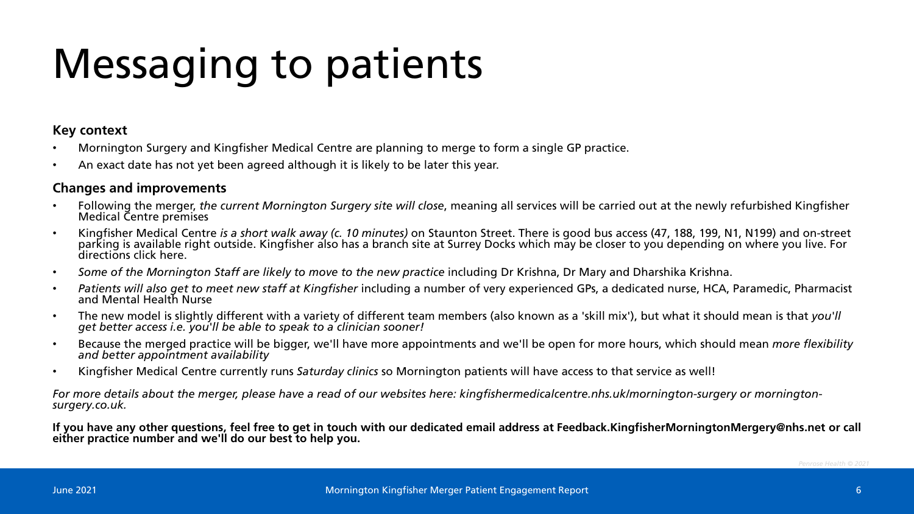# Messaging to patients

**Key context**

- Mornington Surgery and Kingfisher Medical Centre are planning to merge to form a single GP practice.
- An exact date has not yet been agreed although it is likely to be later this year.

**Changes and improvements**

- Following the merger, *the current Mornington Surgery site will close*, meaning all services will be carried out at the newly refurbished Kingfisher Medical Centre premises
- Kingfisher Medical Centre *is a short walk away (c. 10 minutes)* on Staunton Street. There is good bus access (47, 188, 199, N1, N199) and on-street parking is available right outside. Kingfisher also has a branch site at Surrey Docks which may be closer to you depending on where you live. For directions click here.
- *Some of the Mornington Staff are likely to move to the new practice* including Dr Krishna, Dr Mary and Dharshika Krishna.
- *Patients will also get to meet new staff at Kingfisher* including a number of very experienced GPs, a dedicated nurse, HCA, Paramedic, Pharmacist and Mental Health Nurse
- The new model is slightly different with a variety of different team members (also known as a 'skill mix'), but what it should mean is that *you'll get better access i.e. you'll be able to speak to a clinician sooner!*
- Because the merged practice will be bigger, we'll have more appointments and we'll be open for more hours, which should mean *more flexibility and better appointment availability*
- Kingfisher Medical Centre currently runs *Saturday clinics* so Mornington patients will have access to that service as well!

*For more details about the merger, please have a read of our websites here: kingfishermedicalcentre.nhs.uk/mornington-surgery or mornington-surgery.co.uk.*

**If you have any other questions, feel free to get in touch with our dedicated email address at Feedback.KingfisherMorningtonMergery@nhs.net or call either practice number and we'll do our best to help you.**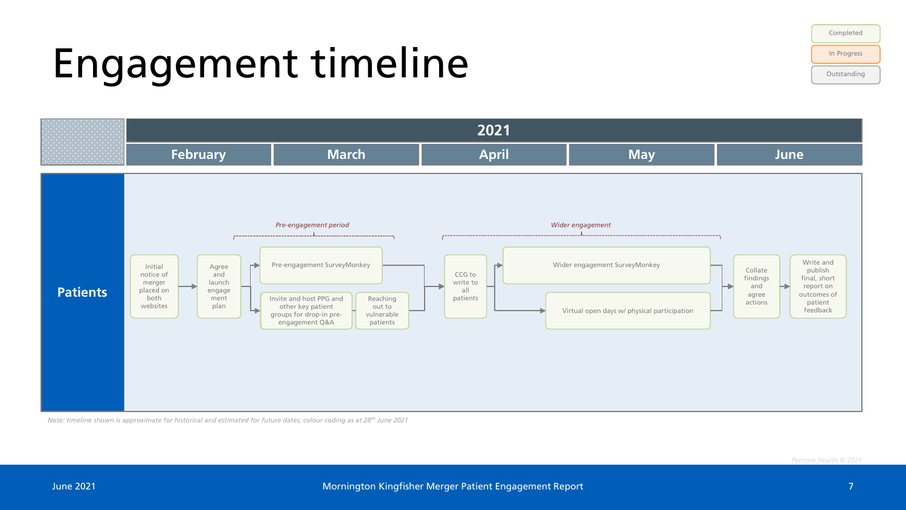# Engagement timeline

Legend: Completed | In Progress | Outstanding

**2021**

| | February | March | April | May | June |
|---|---|---|---|---|---|
| **Patients** | Initial notice of merger placed on both websites → Agree and launch engagement plan | *Pre-engagement period*: Pre-engagement SurveyMonkey; Invite and host PPG and other key patient groups for drop-in pre-engagement Q&A; Reaching out to vulnerable patients | CCG to write to all patients | *Wider engagement*: Wider engagement SurveyMonkey; Virtual open days w/ physical participation | Collate findings and agree actions → Write and publish final, short report on outcomes of patient feedback |

*Note: timeline shown is approximate for historical and estimated for future dates; colour coding as at 28th June 2021*

Penrose Health © 2021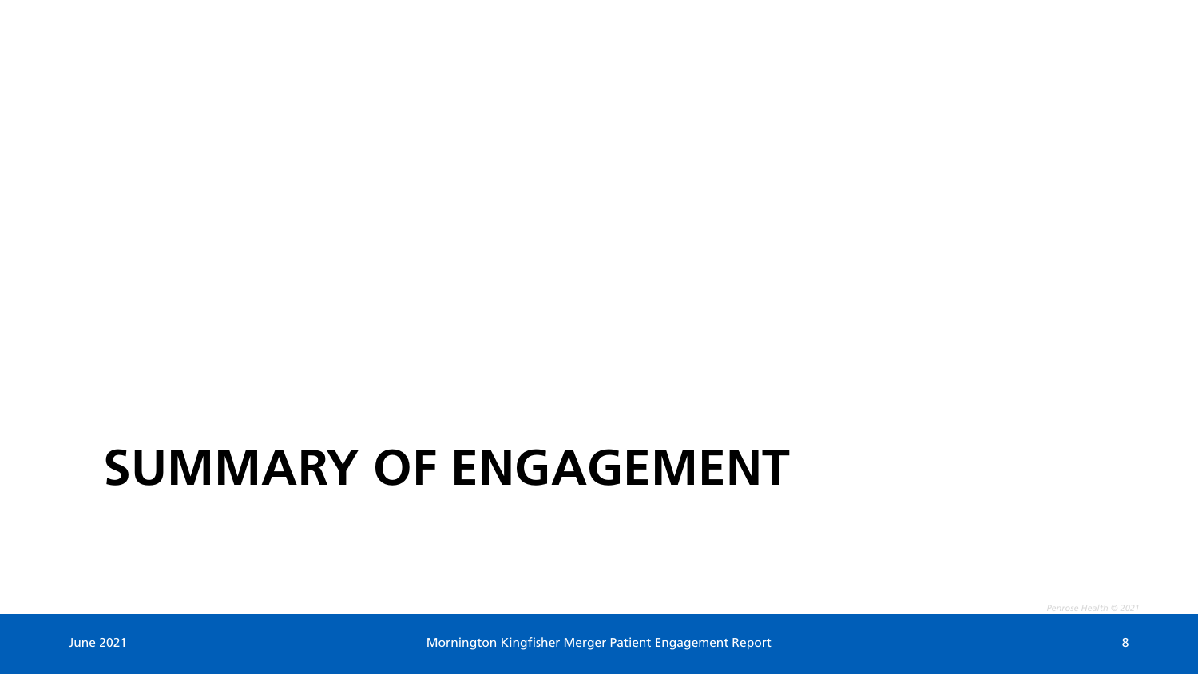# SUMMARY OF ENGAGEMENT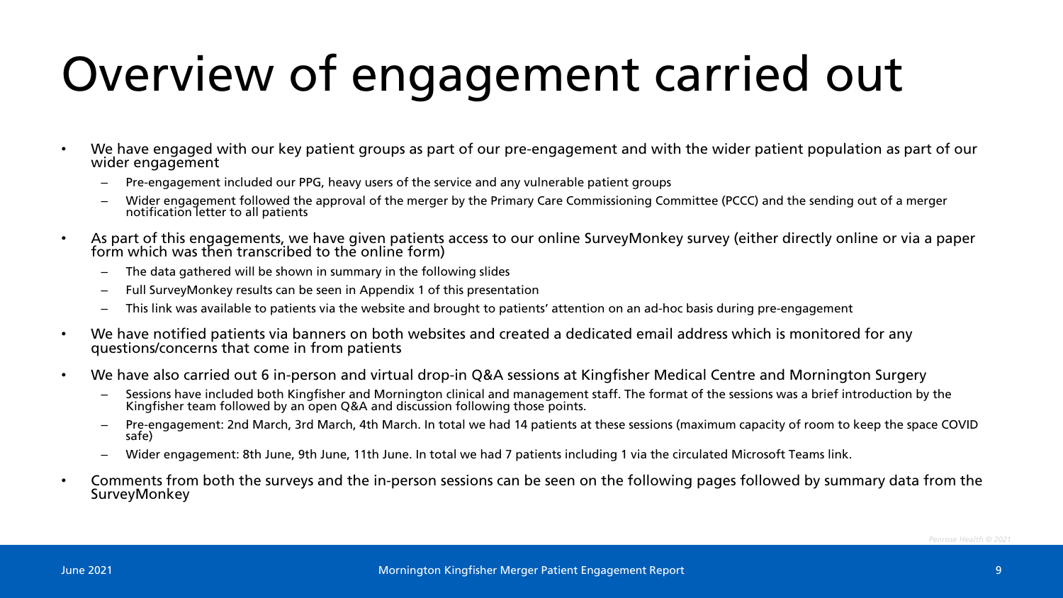# Overview of engagement carried out

- We have engaged with our key patient groups as part of our pre-engagement and with the wider patient population as part of our wider engagement
  - Pre-engagement included our PPG, heavy users of the service and any vulnerable patient groups
  - Wider engagement followed the approval of the merger by the Primary Care Commissioning Committee (PCCC) and the sending out of a merger notification letter to all patients
- As part of this engagements, we have given patients access to our online SurveyMonkey survey (either directly online or via a paper form which was then transcribed to the online form)
  - The data gathered will be shown in summary in the following slides
  - Full SurveyMonkey results can be seen in Appendix 1 of this presentation
  - This link was available to patients via the website and brought to patients' attention on an ad-hoc basis during pre-engagement
- We have notified patients via banners on both websites and created a dedicated email address which is monitored for any questions/concerns that come in from patients
- We have also carried out 6 in-person and virtual drop-in Q&A sessions at Kingfisher Medical Centre and Mornington Surgery
  - Sessions have included both Kingfisher and Mornington clinical and management staff. The format of the sessions was a brief introduction by the Kingfisher team followed by an open Q&A and discussion following those points.
  - Pre-engagement: 2nd March, 3rd March, 4th March. In total we had 14 patients at these sessions (maximum capacity of room to keep the space COVID safe)
  - Wider engagement: 8th June, 9th June, 11th June. In total we had 7 patients including 1 via the circulated Microsoft Teams link.
- Comments from both the surveys and the in-person sessions can be seen on the following pages followed by summary data from the SurveyMonkey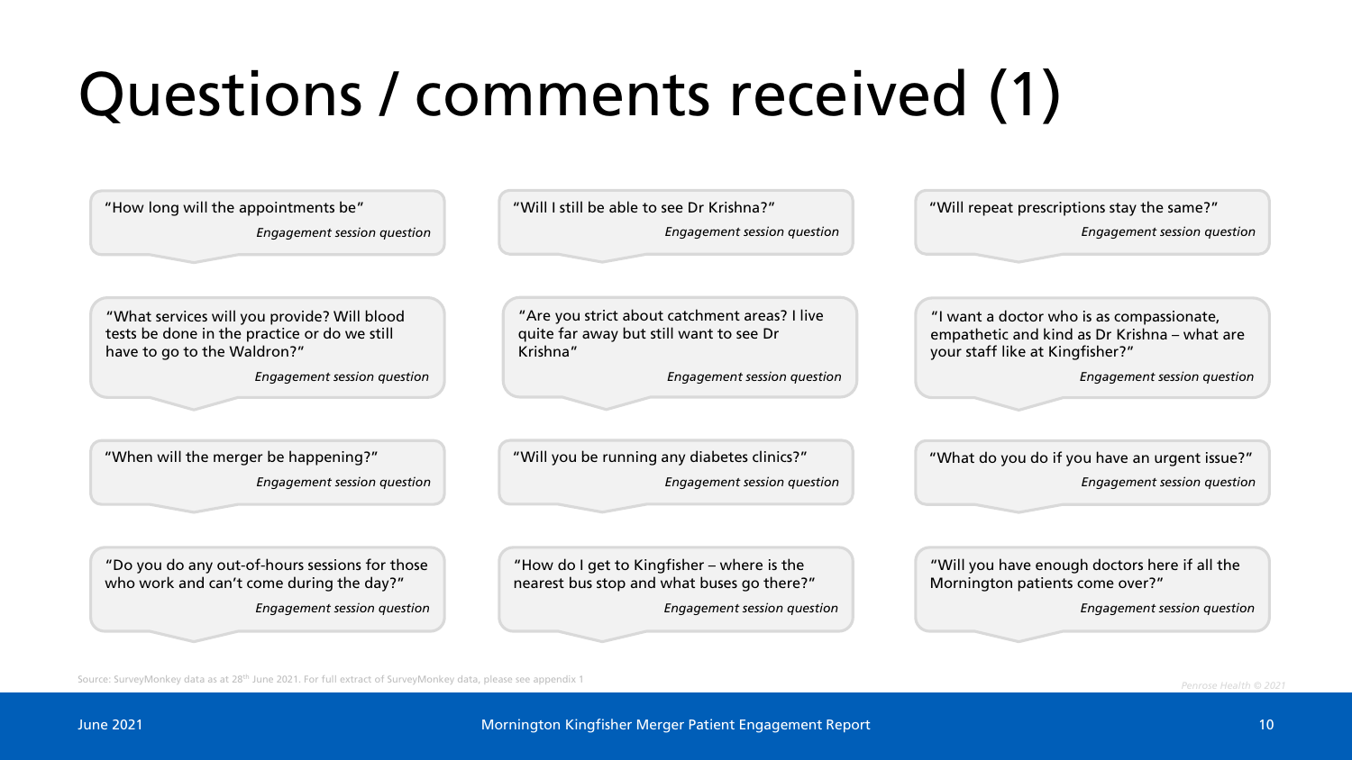# Questions / comments received (1)

"How long will the appointments be"

*Engagement session question*

"Will I still be able to see Dr Krishna?"

*Engagement session question*

"Will repeat prescriptions stay the same?"

*Engagement session question*

"What services will you provide? Will blood tests be done in the practice or do we still have to go to the Waldron?"

*Engagement session question*

"Are you strict about catchment areas? I live quite far away but still want to see Dr Krishna"

*Engagement session question*

"I want a doctor who is as compassionate, empathetic and kind as Dr Krishna – what are your staff like at Kingfisher?"

*Engagement session question*

"When will the merger be happening?"

*Engagement session question*

"Will you be running any diabetes clinics?"

*Engagement session question*

"What do you do if you have an urgent issue?"

*Engagement session question*

"Do you do any out-of-hours sessions for those who work and can't come during the day?"

*Engagement session question*

"How do I get to Kingfisher – where is the nearest bus stop and what buses go there?"

*Engagement session question*

"Will you have enough doctors here if all the Mornington patients come over?"

*Engagement session question*

Source: SurveyMonkey data as at 28th June 2021. For full extract of SurveyMonkey data, please see appendix 1

*Penrose Health © 2021*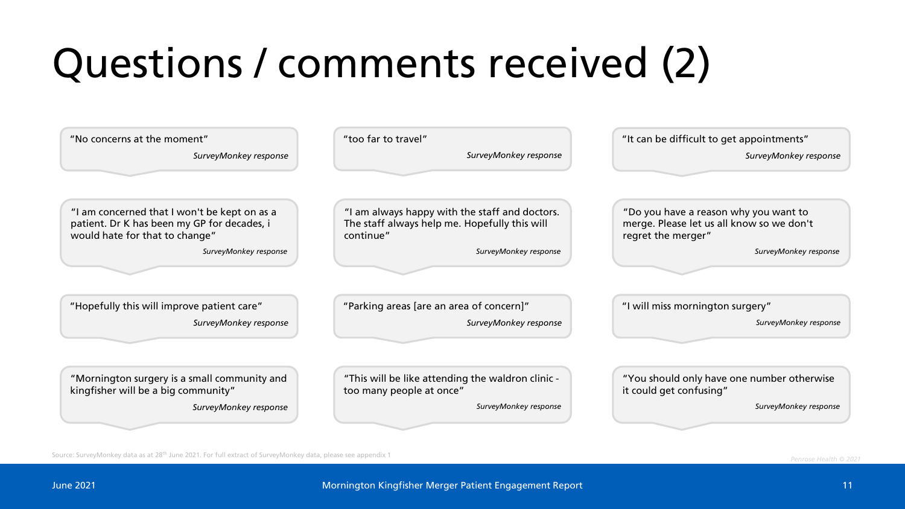# Questions / comments received (2)

"No concerns at the moment"

*SurveyMonkey response*

"too far to travel"

*SurveyMonkey response*

"It can be difficult to get appointments"

*SurveyMonkey response*

"I am concerned that I won't be kept on as a patient. Dr K has been my GP for decades, i would hate for that to change"

*SurveyMonkey response*

"I am always happy with the staff and doctors. The staff always help me. Hopefully this will continue"

*SurveyMonkey response*

"Do you have a reason why you want to merge. Please let us all know so we don't regret the merger"

*SurveyMonkey response*

"Hopefully this will improve patient care"

*SurveyMonkey response*

"Parking areas [are an area of concern]"

*SurveyMonkey response*

"I will miss mornington surgery"

*SurveyMonkey response*

"Mornington surgery is a small community and kingfisher will be a big community"

*SurveyMonkey response*

"This will be like attending the waldron clinic - too many people at once"

*SurveyMonkey response*

"You should only have one number otherwise it could get confusing"

*SurveyMonkey response*

Source: SurveyMonkey data as at 28th June 2021. For full extract of SurveyMonkey data, please see appendix 1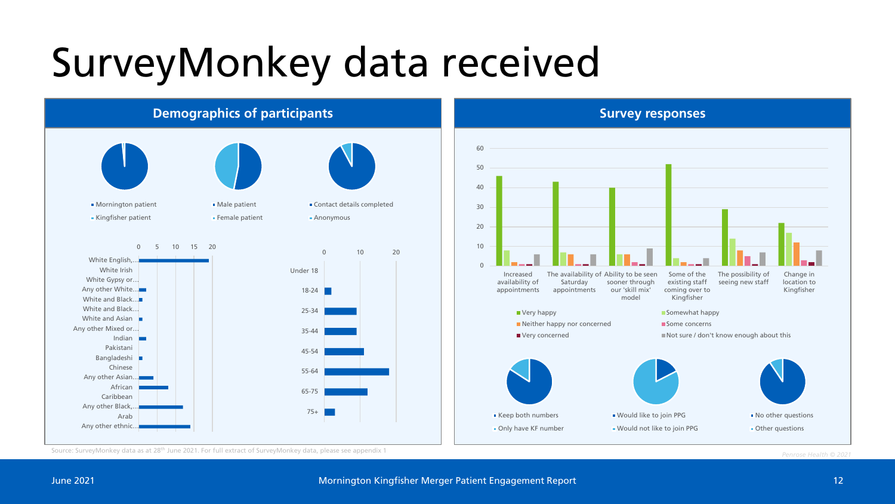# SurveyMonkey data received

## Demographics of participants

- Mornington patient
- Kingfisher patient

- Male patient
- Female patient

- Contact details completed
- Anonymous

0 5 10 15 20

White English,...
White Irish
White Gypsy or...
Any other White...
White and Black...
White and Black...
White and Asian
Any other Mixed or...
Indian
Pakistani
Bangladeshi
Chinese
Any other Asian...
African
Caribbean
Any other Black,...
Arab
Any other ethnic...

0 10 20

Under 18
18-24
25-34
35-44
45-54
55-64
65-75
75+

## Survey responses

60
50
40
30
20
10
0

Increased availability of appointments | The availability of Saturday appointments | Ability to be seen sooner through our 'skill mix' model | Some of the existing staff coming over to Kingfisher | The possibility of seeing new staff | Change in location to Kingfisher

- Very happy
- Somewhat happy
- Neither happy nor concerned
- Some concerns
- Very concerned
- Not sure / don't know enough about this

- Keep both numbers
- Only have KF number

- Would like to join PPG
- Would not like to join PPG

- No other questions
- Other questions

Source: SurveyMonkey data as at 28th June 2021. For full extract of SurveyMonkey data, please see appendix 1

Penrose Health © 2021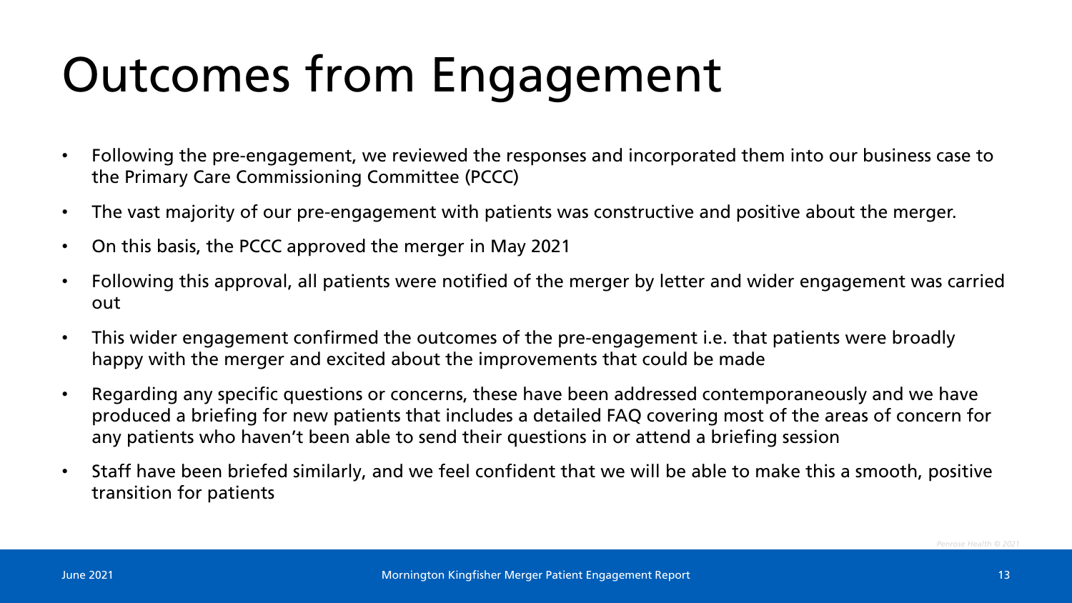# Outcomes from Engagement

- Following the pre-engagement, we reviewed the responses and incorporated them into our business case to the Primary Care Commissioning Committee (PCCC)
- The vast majority of our pre-engagement with patients was constructive and positive about the merger.
- On this basis, the PCCC approved the merger in May 2021
- Following this approval, all patients were notified of the merger by letter and wider engagement was carried out
- This wider engagement confirmed the outcomes of the pre-engagement i.e. that patients were broadly happy with the merger and excited about the improvements that could be made
- Regarding any specific questions or concerns, these have been addressed contemporaneously and we have produced a briefing for new patients that includes a detailed FAQ covering most of the areas of concern for any patients who haven't been able to send their questions in or attend a briefing session
- Staff have been briefed similarly, and we feel confident that we will be able to make this a smooth, positive transition for patients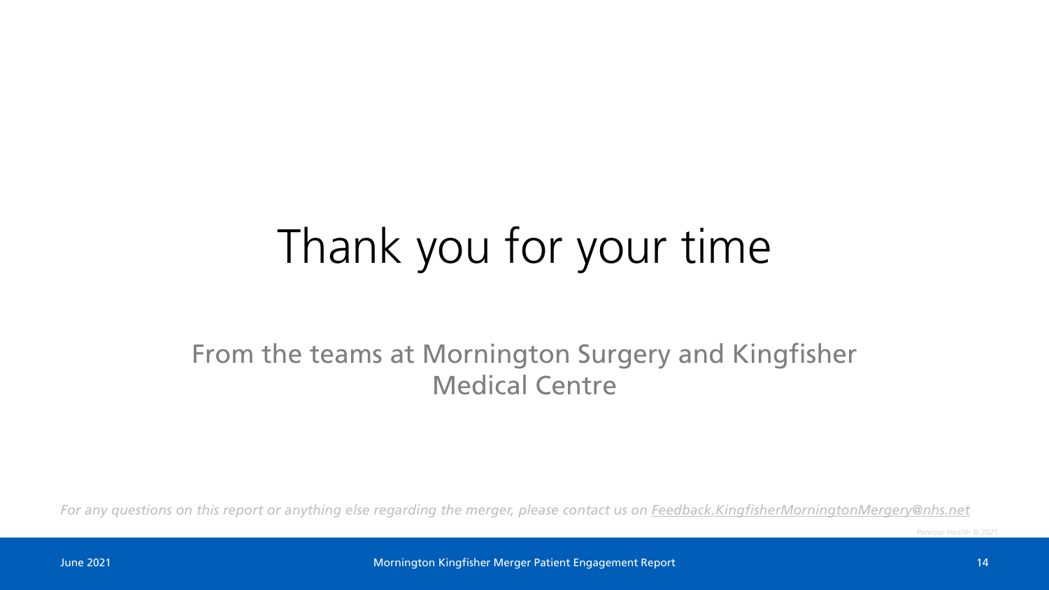# Thank you for your time

From the teams at Mornington Surgery and Kingfisher Medical Centre

*For any questions on this report or anything else regarding the merger, please contact us on Feedback.KingfisherMorningtonMergery@nhs.net*

*Penrose Health © 2021*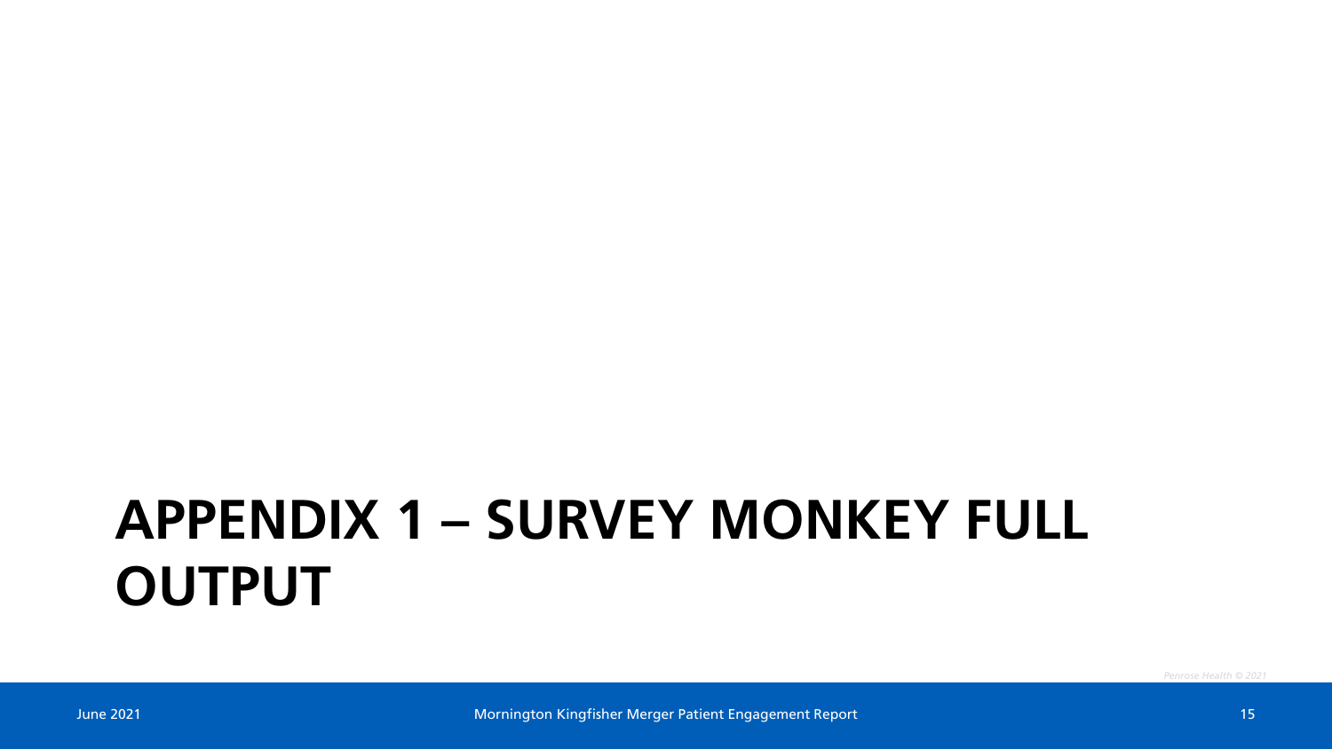# APPENDIX 1 – SURVEY MONKEY FULL OUTPUT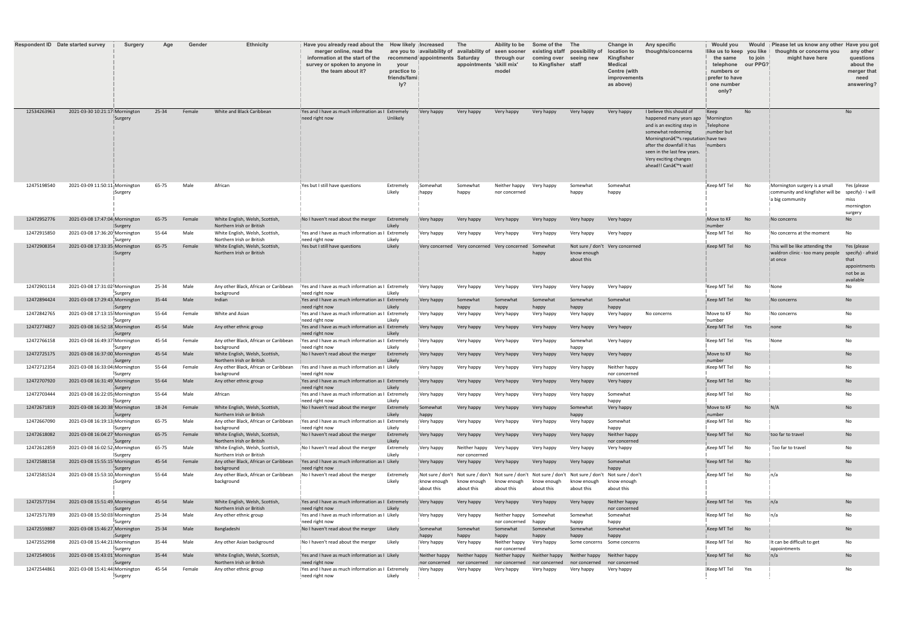| Respondent ID | Date started survey | Surgery | Age | Gender | Ethnicity | Have you already read about the merger online, read the information at the start of the survey or spoken to anyone in the team about it? | How likely are you to recommend your practice to friends/family? | Increased availability of appointments | The availability of Saturday appointments | Ability to be seen sooner through our 'skill mix' model | Some of the existing staff coming over to Kingfisher | The possibility of seeing new staff | Change in location to Kingfisher Medical Centre (with improvements as above) | Any specific thoughts/concerns | Would you like us to keep the same telephone numbers or prefer to have one number only? | Would you like to join our PPG? | Please let us know any other thoughts or concerns you might have here | Have you got any other questions about the merger that need answering? |
|---|---|---|---|---|---|---|---|---|---|---|---|---|---|---|---|---|---|---|
| 12534263963 | 2021-03-30 10:21:17 | Mornington Surgery | 25-34 | Female | White and Black Caribbean | Yes and I have as much information as I need right now | Extremely Unlikely | Very happy | Very happy | Very happy | Very happy | Very happy | Very happy | I believe this should of happened many years ago and is an exciting step in somewhat redeeming Morningtonâ€™s reputation after the downfall it has seen in the last few years. Very exciting changes ahead!! Canâ€™t wait! | Keep Mornington Telephone number but have two numbers | No | | No |
| 12475198540 | 2021-03-09 11:50:11 | Mornington Surgery | 65-75 | Male | African | Yes but I still have questions | Extremely Likely | Somewhat happy | Somewhat happy | Neither happy nor concerned | Very happy | Somewhat happy | Somewhat happy | | Keep MT Tel | No | Mornington surgery is a small community and kingfisher will be a big community | Yes (please specify) - I will miss mornington surgery |
| 12472952776 | 2021-03-08 17:47:04 | Mornington Surgery | 65-75 | Female | White English, Welsh, Scottish, Northern Irish or British | No I haven't read about the merger | Extremely Likely | Very happy | Very happy | Very happy | Very happy | Very happy | Very happy | | Move to KF number | No | No concerns | No |
| 12472915850 | 2021-03-08 17:36:20 | Mornington Surgery | 55-64 | Male | White English, Welsh, Scottish, Northern Irish or British | Yes and I have as much information as I need right now | Extremely Likely | Very happy | Very happy | Very happy | Very happy | Very happy | Very happy | | Keep MT Tel | No | No concerns at the moment | No |
| 12472908354 | 2021-03-08 17:33:35 | Mornington Surgery | 65-75 | Female | White English, Welsh, Scottish, Northern Irish or British | Yes but I still have questions | Likely | Very concerned | Very concerned | Very concerned | Somewhat happy | Not sure / don't know enough about this | Very concerned | | Keep MT Tel | No | This will be like attending the waldron clinic - too many people at once | Yes (please specify) - afraid that appointments not be as available |
| 12472901114 | 2021-03-08 17:31:02 | Mornington Surgery | 25-34 | Male | Any other Black, African or Caribbean background | Yes and I have as much information as I need right now | Extremely Likely | Very happy | Very happy | Very happy | Very happy | Very happy | Very happy | | Keep MT Tel | No | None | No |
| 12472894424 | 2021-03-08 17:29:43 | Mornington Surgery | 35-44 | Male | Indian | Yes and I have as much information as I need right now | Extremely Likely | Very happy | Somewhat happy | Somewhat happy | Somewhat happy | Somewhat happy | Somewhat happy | | Keep MT Tel | No | No concerns | No |
| 12472842765 | 2021-03-08 17:13:15 | Mornington Surgery | 55-64 | Female | White and Asian | Yes and I have as much information as I need right now | Extremely Likely | Very happy | Very happy | Very happy | Very happy | Very happy | Very happy | No concerns | Move to KF number | No | No concerns | No |
| 12472774827 | 2021-03-08 16:52:18 | Mornington Surgery | 45-54 | Male | Any other ethnic group | Yes and I have as much information as I need right now | Extremely Likely | Very happy | Very happy | Very happy | Very happy | Very happy | Very happy | | Keep MT Tel | Yes | none | No |
| 12472766158 | 2021-03-08 16:49:37 | Mornington Surgery | 45-54 | Female | Any other Black, African or Caribbean background | Yes and I have as much information as I need right now | Extremely Likely | Very happy | Very happy | Very happy | Very happy | Somewhat happy | Very happy | | Keep MT Tel | Yes | None | No |
| 12472725175 | 2021-03-08 16:37:00 | Mornington Surgery | 45-54 | Male | White English, Welsh, Scottish, Northern Irish or British | No I haven't read about the merger | Extremely Likely | Very happy | Very happy | Very happy | Very happy | Very happy | Very happy | | Move to KF number | No | | No |
| 12472712354 | 2021-03-08 16:33:04 | Mornington Surgery | 55-64 | Female | Any other Black, African or Caribbean background | Yes and I have as much information as I need right now | Likely | Very happy | Very happy | Very happy | Very happy | Very happy | Neither happy nor concerned | | Keep MT Tel | No | | No |
| 12472707920 | 2021-03-08 16:31:49 | Mornington Surgery | 55-64 | Male | Any other ethnic group | Yes and I have as much information as I need right now | Extremely Likely | Very happy | Very happy | Very happy | Very happy | Very happy | Very happy | | Keep MT Tel | No | | No |
| 12472703444 | 2021-03-08 16:22:05 | Mornington Surgery | 55-64 | Male | African | Yes and I have as much information as I need right now | Extremely Likely | Very happy | Very happy | Very happy | Very happy | Very happy | Somewhat happy | | Keep MT Tel | No | | No |
| 12472671819 | 2021-03-08 16:20:38 | Mornington Surgery | 18-24 | Female | White English, Welsh, Scottish, Northern Irish or British | No I haven't read about the merger | Extremely Likely | Somewhat happy | Very happy | Very happy | Very happy | Somewhat happy | Very happy | | Move to KF number | No | N/A | No |
| 12472667090 | 2021-03-08 16:19:13 | Mornington Surgery | 65-75 | Male | Any other Black, African or Caribbean background | Yes and I have as much information as I need right now | Extremely Likely | Very happy | Very happy | Very happy | Very happy | Very happy | Somewhat happy | | Keep MT Tel | No | | No |
| 12472618082 | 2021-03-08 16:04:27 | Mornington Surgery | 65-75 | Female | White English, Welsh, Scottish, Northern Irish or British | No I haven't read about the merger | Extremely Likely | Very happy | Very happy | Very happy | Very happy | Very happy | Neither happy nor concerned | | Keep MT Tel | No | too far to travel | No |
| 12472612859 | 2021-03-08 16:02:52 | Mornington Surgery | 65-75 | Male | White English, Welsh, Scottish, Northern Irish or British | No I haven't read about the merger | Extremely Likely | Very happy | Neither happy nor concerned | Very happy | Very happy | Very happy | Very happy | | Keep MT Tel | No | Too far to travel | No |
| 12472588158 | 2021-03-08 15:55:15 | Mornington Surgery | 45-54 | Female | Any other Black, African or Caribbean background | Yes and I have as much information as I need right now | Likely | Very happy | Very happy | Very happy | Very happy | Very happy | Somewhat happy | | Keep MT Tel | No | | No |
| 12472581524 | 2021-03-08 15:53:10 | Mornington Surgery | 55-64 | Male | Any other Black, African or Caribbean background | No I haven't read about the merger | Extremely Likely | Not sure / don't know enough about this | Not sure / don't know enough about this | Not sure / don't know enough about this | Not sure / don't know enough about this | Not sure / don't know enough about this | Not sure / don't know enough about this | | Keep MT Tel | No | n/a | No |
| 12472577194 | 2021-03-08 15:51:49 | Mornington Surgery | 45-54 | Male | White English, Welsh, Scottish, Northern Irish or British | Yes and I have as much information as I need right now | Extremely Likely | Very happy | Very happy | Very happy | Very happy | Very happy | Neither happy nor concerned | | Keep MT Tel | Yes | n/a | No |
| 12472571789 | 2021-03-08 15:50:03 | Mornington Surgery | 25-34 | Male | Any other ethnic group | Yes and I have as much information as I need right now | Likely | Very happy | Very happy | Neither happy nor concerned | Somewhat happy | Somewhat happy | Somewhat happy | | Keep MT Tel | No | n/a | No |
| 12472559887 | 2021-03-08 15:46:27 | Mornington Surgery | 25-34 | Male | Bangladeshi | No I haven't read about the merger | Likely | Somewhat happy | Somewhat happy | Somewhat happy | Somewhat happy | Somewhat happy | Somewhat happy | | Keep MT Tel | No | | No |
| 12472552998 | 2021-03-08 15:44:21 | Mornington Surgery | 35-44 | Male | Any other Asian background | No I haven't read about the merger | Likely | Very happy | Very happy | Neither happy nor concerned | Very happy | Some concerns | Some concerns | | Keep MT Tel | No | It can be difficult to get appointments | No |
| 12472549016 | 2021-03-08 15:43:01 | Mornington Surgery | 35-44 | Male | White English, Welsh, Scottish, Northern Irish or British | Yes and I have as much information as I need right now | Likely | Neither happy nor concerned | Neither happy nor concerned | Neither happy nor concerned | Neither happy nor concerned | Neither happy nor concerned | Neither happy nor concerned | | Keep MT Tel | No | n/a | No |
| 12472544861 | 2021-03-08 15:41:44 | Mornington Surgery | 45-54 | Female | Any other ethnic group | Yes and I have as much information as I need right now | Extremely Likely | Very happy | Very happy | Very happy | Very happy | Very happy | Very happy | | Keep MT Tel | Yes | | No |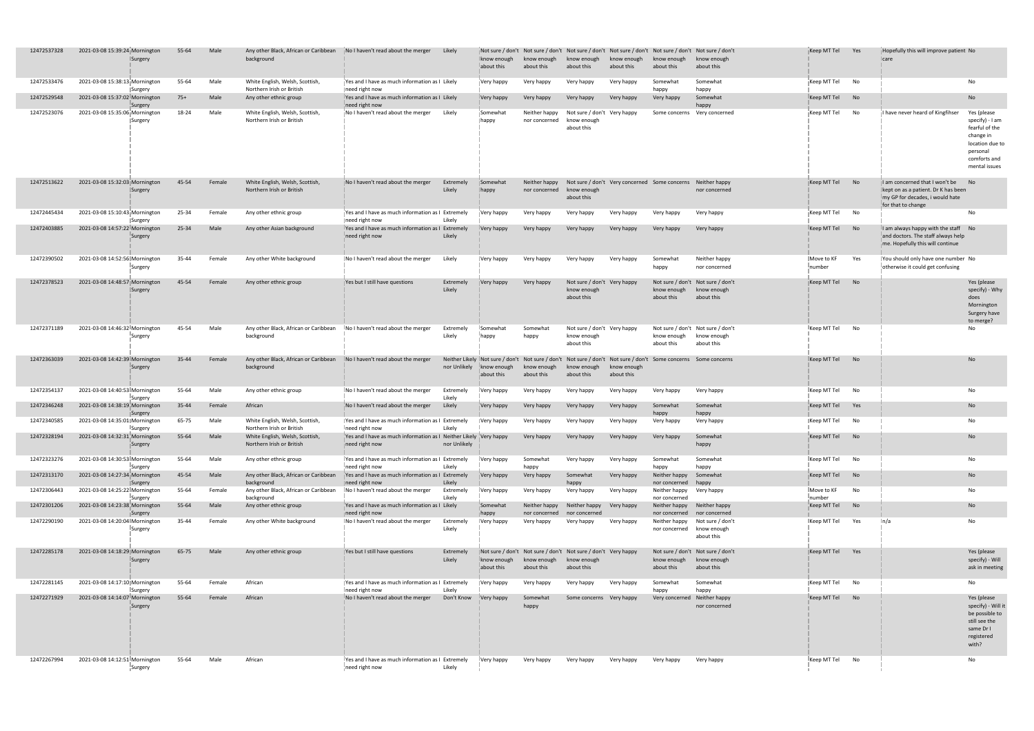| | | | | | | | | | | | | | | | | | | |
|---|---|---|---|---|---|---|---|---|---|---|---|---|---|---|---|---|---|---|
| 12472537328 | 2021-03-08 15:39:24 | Mornington Surgery | 55-64 | Male | Any other Black, African or Caribbean background | No I haven't read about the merger | Likely | Not sure / don't know enough about this | Not sure / don't know enough about this | Not sure / don't know enough about this | Not sure / don't know enough about this | Not sure / don't know enough about this | Not sure / don't know enough about this | Keep MT Tel | Yes | Hopefully this will improve patient care | No |
| 12472533476 | 2021-03-08 15:38:13 | Mornington Surgery | 55-64 | Male | White English, Welsh, Scottish, Northern Irish or British | Yes and I have as much information as I need right now | Likely | Very happy | Very happy | Very happy | Very happy | Somewhat happy | Somewhat happy | Keep MT Tel | No | | No |
| 12472529548 | 2021-03-08 15:37:02 | Mornington Surgery | 75+ | Male | Any other ethnic group | Yes and I have as much information as I need right now | Likely | Very happy | Very happy | Very happy | Very happy | Very happy | Somewhat happy | Keep MT Tel | No | | No |
| 12472523076 | 2021-03-08 15:35:06 | Mornington Surgery | 18-24 | Male | White English, Welsh, Scottish, Northern Irish or British | No I haven't read about the merger | Likely | Somewhat happy | Neither happy nor concerned | Not sure / don't know enough about this | Very happy | Some concerns | Very concerned | Keep MT Tel | No | I have never heard of Kingfihser | Yes (please specify) - I am fearful of the change in location due to personal comforts and mental issues |
| 12472513622 | 2021-03-08 15:32:03 | Mornington Surgery | 45-54 | Female | White English, Welsh, Scottish, Northern Irish or British | No I haven't read about the merger | Extremely Likely | Somewhat happy | Neither happy nor concerned | Not sure / don't know enough about this | Very concerned | Some concerns | Neither happy nor concerned | Keep MT Tel | No | I am concerned that I won't be kept on as a patient. Dr K has been my GP for decades, i would hate for that to change | No |
| 12472445434 | 2021-03-08 15:10:43 | Mornington Surgery | 25-34 | Female | Any other ethnic group | Yes and I have as much information as I need right now | Extremely Likely | Very happy | Very happy | Very happy | Very happy | Very happy | Very happy | Keep MT Tel | No | | No |
| 12472403885 | 2021-03-08 14:57:22 | Mornington Surgery | 25-34 | Male | Any other Asian background | Yes and I have as much information as I need right now | Extremely Likely | Very happy | Very happy | Very happy | Very happy | Very happy | Very happy | Keep MT Tel | No | I am always happy with the staff and doctors. The staff always help me. Hopefully this will continue | No |
| 12472390502 | 2021-03-08 14:52:56 | Mornington Surgery | 35-44 | Female | Any other White background | No I haven't read about the merger | Likely | Very happy | Very happy | Very happy | Very happy | Somewhat happy | Neither happy nor concerned | Move to KF number | Yes | You should only have one number otherwise it could get confusing | No |
| 12472378523 | 2021-03-08 14:48:57 | Mornington Surgery | 45-54 | Female | Any other ethnic group | Yes but I still have questions | Extremely Likely | Very happy | Very happy | Not sure / don't know enough about this | Very happy | Not sure / don't know enough about this | Not sure / don't know enough about this | Keep MT Tel | No | | Yes (please specify) - Why does Mornington Surgery have to merge? |
| 12472371189 | 2021-03-08 14:46:32 | Mornington Surgery | 45-54 | Male | Any other Black, African or Caribbean background | No I haven't read about the merger | Extremely Likely | Somewhat happy | Somewhat happy | Not sure / don't know enough about this | Very happy | Not sure / don't know enough about this | Not sure / don't know enough about this | Keep MT Tel | No | | No |
| 12472363039 | 2021-03-08 14:42:39 | Mornington Surgery | 35-44 | Female | Any other Black, African or Caribbean background | No I haven't read about the merger | Neither Likely nor Unlikely | Not sure / don't know enough about this | Not sure / don't know enough about this | Not sure / don't know enough about this | Not sure / don't know enough about this | Some concerns | Some concerns | Keep MT Tel | No | | No |
| 12472354137 | 2021-03-08 14:40:53 | Mornington Surgery | 55-64 | Male | Any other ethnic group | No I haven't read about the merger | Extremely Likely | Very happy | Very happy | Very happy | Very happy | Very happy | Very happy | Keep MT Tel | No | | No |
| 12472346248 | 2021-03-08 14:38:19 | Mornington Surgery | 35-44 | Female | African | No I haven't read about the merger | Likely | Very happy | Very happy | Very happy | Very happy | Somewhat happy | Somewhat happy | Keep MT Tel | Yes | | No |
| 12472340585 | 2021-03-08 14:35:01 | Mornington Surgery | 65-75 | Male | White English, Welsh, Scottish, Northern Irish or British | Yes and I have as much information as I need right now | Extremely Likely | Very happy | Very happy | Very happy | Very happy | Very happy | Very happy | Keep MT Tel | No | | No |
| 12472328194 | 2021-03-08 14:32:31 | Mornington Surgery | 55-64 | Male | White English, Welsh, Scottish, Northern Irish or British | Yes and I have as much information as I need right now | Neither Likely nor Unlikely | Very happy | Very happy | Very happy | Very happy | Very happy | Somewhat happy | Keep MT Tel | No | | No |
| 12472323276 | 2021-03-08 14:30:53 | Mornington Surgery | 55-64 | Male | Any other ethnic group | Yes and I have as much information as I need right now | Extremely Likely | Very happy | Somewhat happy | Very happy | Very happy | Somewhat happy | Somewhat happy | Keep MT Tel | No | | No |
| 12472313170 | 2021-03-08 14:27:34 | Mornington Surgery | 45-54 | Male | Any other Black, African or Caribbean background | Yes and I have as much information as I need right now | Extremely Likely | Very happy | Very happy | Somewhat happy | Very happy | Neither happy nor concerned | Somewhat happy | Keep MT Tel | No | | No |
| 12472306443 | 2021-03-08 14:25:22 | Mornington Surgery | 55-64 | Female | Any other Black, African or Caribbean background | No I haven't read about the merger | Extremely Likely | Very happy | Very happy | Very happy | Very happy | Neither happy nor concerned | Very happy | Move to KF number | No | | No |
| 12472301206 | 2021-03-08 14:23:38 | Mornington Surgery | 55-64 | Male | Any other ethnic group | Yes and I have as much information as I need right now | Likely | Somewhat happy | Neither happy nor concerned | Neither happy nor concerned | Very happy | Neither happy nor concerned | Neither happy nor concerned | Keep MT Tel | No | | No |
| 12472290190 | 2021-03-08 14:20:04 | Mornington Surgery | 35-44 | Female | Any other White background | No I haven't read about the merger | Extremely Likely | Very happy | Very happy | Very happy | Very happy | Neither happy nor concerned | Not sure / don't know enough about this | Keep MT Tel | Yes | n/a | No |
| 12472285178 | 2021-03-08 14:18:29 | Mornington Surgery | 65-75 | Male | Any other ethnic group | Yes but I still have questions | Extremely Likely | Not sure / don't know enough about this | Not sure / don't know enough about this | Not sure / don't know enough about this | Very happy | Not sure / don't know enough about this | Not sure / don't know enough about this | Keep MT Tel | Yes | | Yes (please specify) - Will ask in meeting |
| 12472281145 | 2021-03-08 14:17:10 | Mornington Surgery | 55-64 | Female | African | Yes and I have as much information as I need right now | Extremely Likely | Very happy | Very happy | Very happy | Very happy | Somewhat happy | Somewhat happy | Keep MT Tel | No | | No |
| 12472271929 | 2021-03-08 14:14:07 | Mornington Surgery | 55-64 | Female | African | No I haven't read about the merger | Don't Know | Very happy | Somewhat happy | Some concerns | Very happy | Very concerned | Neither happy nor concerned | Keep MT Tel | No | | Yes (please specify) - Will it be possible to still see the same Dr I registered with? |
| 12472267994 | 2021-03-08 14:12:51 | Mornington Surgery | 55-64 | Male | African | Yes and I have as much information as I need right now | Extremely Likely | Very happy | Very happy | Very happy | Very happy | Very happy | Very happy | Keep MT Tel | No | | No |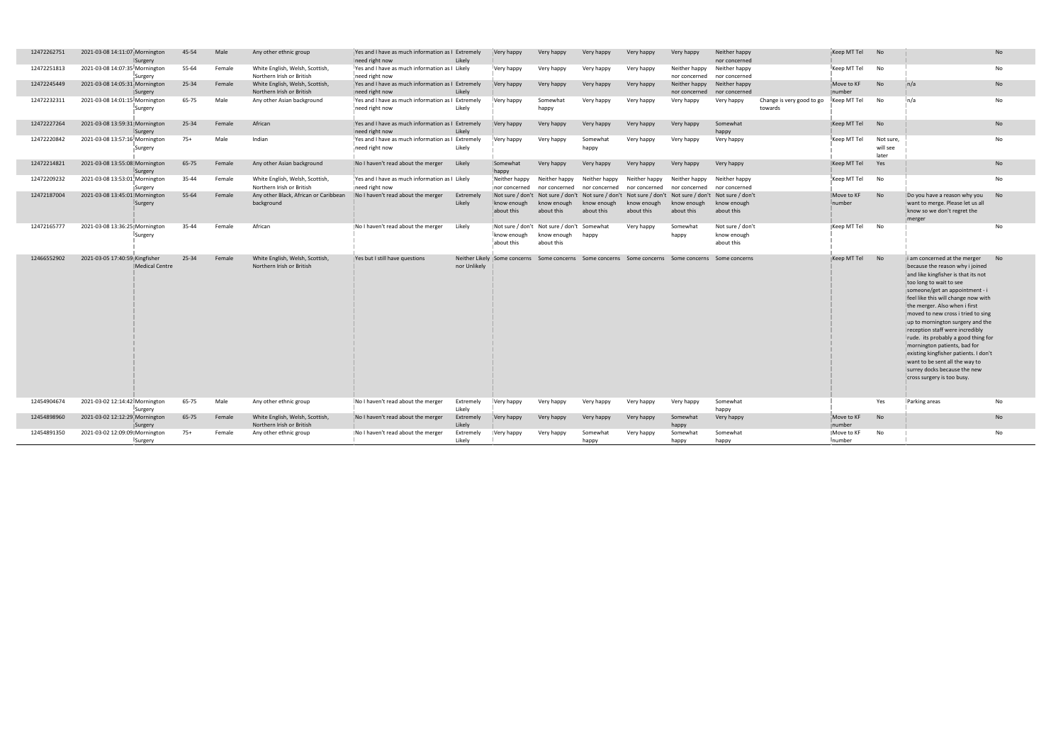| | | | | | | | | | | | | | | | | | | |
|---|---|---|---|---|---|---|---|---|---|---|---|---|---|---|---|---|---|---|
| 12472262751 | 2021-03-08 14:11:07 | Mornington Surgery | 45-54 | Male | Any other ethnic group | Yes and I have as much information as I need right now | Extremely Likely | Very happy | Very happy | Very happy | Very happy | Very happy | Neither happy nor concerned | | Keep MT Tel | No | | No |
| 12472251813 | 2021-03-08 14:07:35 | Mornington Surgery | 55-64 | Female | White English, Welsh, Scottish, Northern Irish or British | Yes and I have as much information as I need right now | Likely | Very happy | Very happy | Very happy | Very happy | Neither happy nor concerned | Neither happy nor concerned | | Keep MT Tel | No | | No |
| 12472245449 | 2021-03-08 14:05:31 | Mornington Surgery | 25-34 | Female | White English, Welsh, Scottish, Northern Irish or British | Yes and I have as much information as I need right now | Extremely Likely | Very happy | Very happy | Very happy | Very happy | Neither happy nor concerned | Neither happy nor concerned | | Move to KF number | No | n/a | No |
| 12472232311 | 2021-03-08 14:01:15 | Mornington Surgery | 65-75 | Male | Any other Asian background | Yes and I have as much information as I need right now | Extremely Likely | Very happy | Somewhat happy | Very happy | Very happy | Very happy | Very happy | Change is very good to go towards | Keep MT Tel | No | n/a | No |
| 12472227264 | 2021-03-08 13:59:31 | Mornington Surgery | 25-34 | Female | African | Yes and I have as much information as I need right now | Extremely Likely | Very happy | Very happy | Very happy | Very happy | Very happy | Somewhat happy | | Keep MT Tel | No | | No |
| 12472220842 | 2021-03-08 13:57:16 | Mornington Surgery | 75+ | Male | Indian | Yes and I have as much information as I need right now | Extremely Likely | Very happy | Very happy | Somewhat happy | Very happy | Very happy | Very happy | | Keep MT Tel | Not sure, will see later | | No |
| 12472214821 | 2021-03-08 13:55:08 | Mornington Surgery | 65-75 | Female | Any other Asian background | No I haven't read about the merger | Likely | Somewhat happy | Very happy | Very happy | Very happy | Very happy | Very happy | | Keep MT Tel | Yes | | No |
| 12472209232 | 2021-03-08 13:53:01 | Mornington Surgery | 35-44 | Female | White English, Welsh, Scottish, Northern Irish or British | Yes and I have as much information as I need right now | Likely | Neither happy nor concerned | Neither happy nor concerned | Neither happy nor concerned | Neither happy nor concerned | Neither happy nor concerned | Neither happy nor concerned | | Keep MT Tel | No | | No |
| 12472187004 | 2021-03-08 13:45:01 | Mornington Surgery | 55-64 | Female | Any other Black, African or Caribbean background | No I haven't read about the merger | Extremely Likely | Not sure / don't know enough about this | Not sure / don't know enough about this | Not sure / don't know enough about this | Not sure / don't know enough about this | Not sure / don't know enough about this | Not sure / don't know enough about this | | Move to KF number | No | Do you have a reason why you want to merge. Please let us all know so we don't regret the merger | No |
| 12472165777 | 2021-03-08 13:36:25 | Mornington Surgery | 35-44 | Female | African | No I haven't read about the merger | Likely | Not sure / don't know enough about this | Not sure / don't know enough about this | Somewhat happy | Very happy | Somewhat happy | Not sure / don't know enough about this | | Keep MT Tel | No | | No |
| 12466552902 | 2021-03-05 17:40:59 | Kingfisher Medical Centre | 25-34 | Female | White English, Welsh, Scottish, Northern Irish or British | Yes but I still have questions | Neither Likely nor Unlikely | Some concerns | Some concerns | Some concerns | Some concerns | Some concerns | Some concerns | | Keep MT Tel | No | i am concerned at the merger because the reason why i joined and like kingfisher is that its not too long to wait to see someone/get an appointment - i feel like this will change now with the merger. Also when i first moved to new cross i tried to sing up to mornington surgery and the reception staff were incredibly rude. its probably a good thing for mornington patients, bad for existing kingfisher patients. I don't want to be sent all the way to surrey docks because the new cross surgery is too busy. | No |
| 12454904674 | 2021-03-02 12:14:42 | Mornington Surgery | 65-75 | Male | Any other ethnic group | No I haven't read about the merger | Extremely Likely | Very happy | Very happy | Very happy | Very happy | Very happy | Somewhat happy | | | Yes | Parking areas | No |
| 12454898960 | 2021-03-02 12:12:29 | Mornington Surgery | 65-75 | Female | White English, Welsh, Scottish, Northern Irish or British | No I haven't read about the merger | Extremely Likely | Very happy | Very happy | Very happy | Very happy | Somewhat happy | Very happy | | Move to KF number | No | | No |
| 12454891350 | 2021-03-02 12:09:09 | Mornington Surgery | 75+ | Female | Any other ethnic group | No I haven't read about the merger | Extremely Likely | Very happy | Very happy | Somewhat happy | Very happy | Somewhat happy | Somewhat happy | | Move to KF number | No | | No |